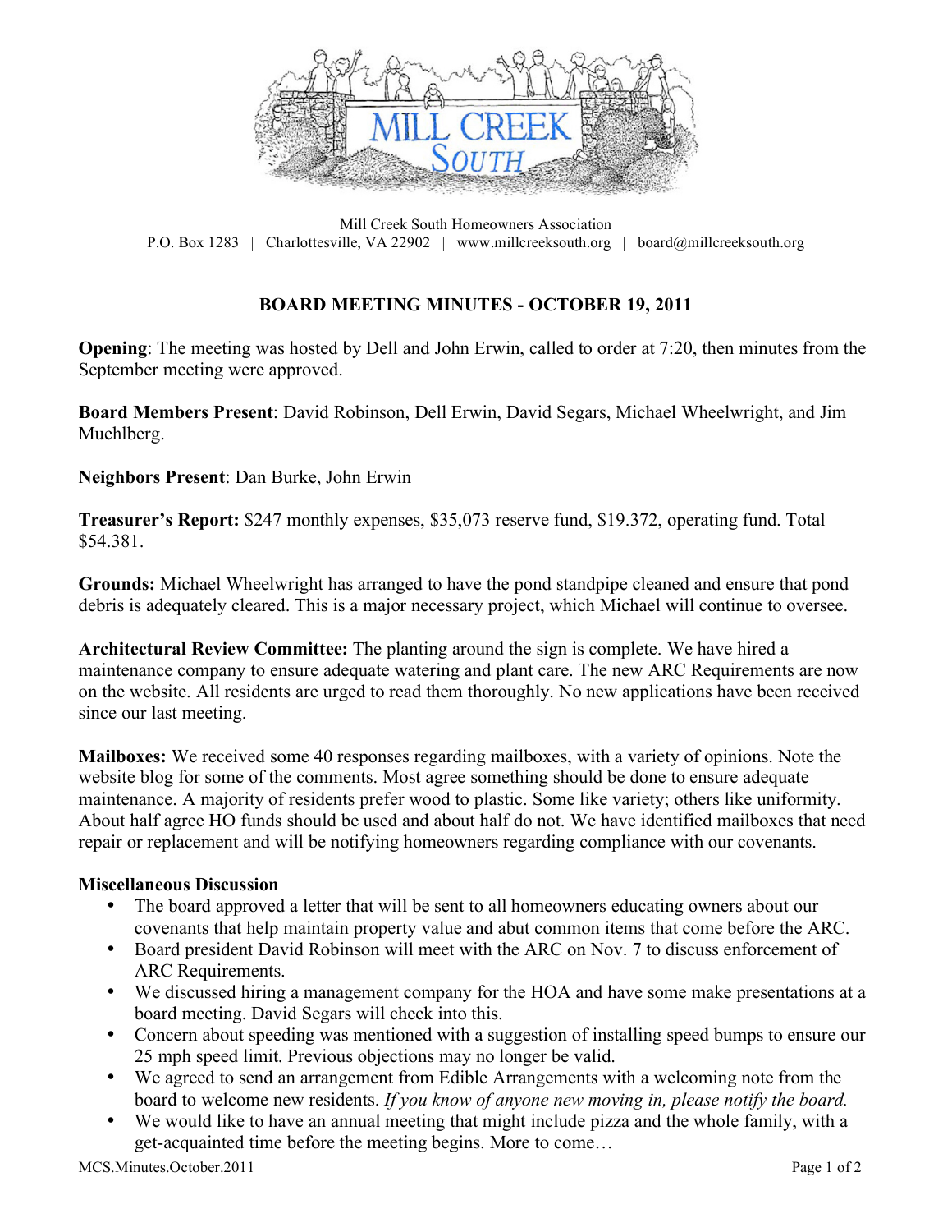Mill Creek South Homeowners Association
P.O. Box 1283 | Charlottesville, VA 22902 | www.millcreeksouth.org | board@millcreeksouth.org

# BOARD MEETING MINUTES - OCTOBER 19, 2011

**Opening**: The meeting was hosted by Dell and John Erwin, called to order at 7:20, then minutes from the September meeting were approved.

**Board Members Present**: David Robinson, Dell Erwin, David Segars, Michael Wheelwright, and Jim Muehlberg.

**Neighbors Present**: Dan Burke, John Erwin

**Treasurer's Report:** $247 monthly expenses, $35,073 reserve fund, $19.372, operating fund. Total $54.381.

**Grounds:** Michael Wheelwright has arranged to have the pond standpipe cleaned and ensure that pond debris is adequately cleared. This is a major necessary project, which Michael will continue to oversee.

**Architectural Review Committee:** The planting around the sign is complete. We have hired a maintenance company to ensure adequate watering and plant care. The new ARC Requirements are now on the website. All residents are urged to read them thoroughly. No new applications have been received since our last meeting.

**Mailboxes:** We received some 40 responses regarding mailboxes, with a variety of opinions. Note the website blog for some of the comments. Most agree something should be done to ensure adequate maintenance. A majority of residents prefer wood to plastic. Some like variety; others like uniformity. About half agree HO funds should be used and about half do not. We have identified mailboxes that need repair or replacement and will be notifying homeowners regarding compliance with our covenants.

**Miscellaneous Discussion**

- The board approved a letter that will be sent to all homeowners educating owners about our covenants that help maintain property value and abut common items that come before the ARC.
- Board president David Robinson will meet with the ARC on Nov. 7 to discuss enforcement of ARC Requirements.
- We discussed hiring a management company for the HOA and have some make presentations at a board meeting. David Segars will check into this.
- Concern about speeding was mentioned with a suggestion of installing speed bumps to ensure our 25 mph speed limit. Previous objections may no longer be valid.
- We agreed to send an arrangement from Edible Arrangements with a welcoming note from the board to welcome new residents. *If you know of anyone new moving in, please notify the board.*
- We would like to have an annual meeting that might include pizza and the whole family, with a get-acquainted time before the meeting begins. More to come…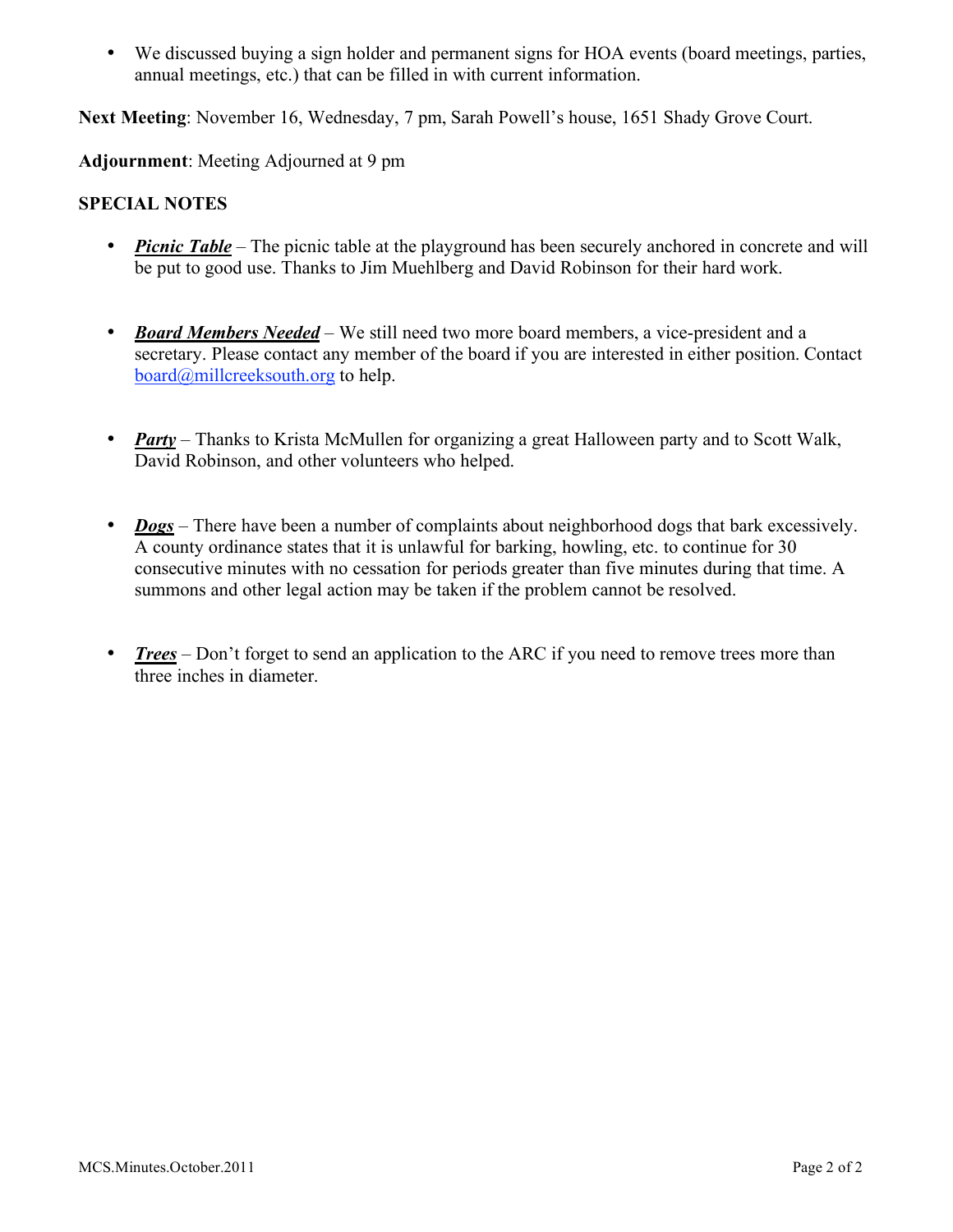- We discussed buying a sign holder and permanent signs for HOA events (board meetings, parties, annual meetings, etc.) that can be filled in with current information.

**Next Meeting**: November 16, Wednesday, 7 pm, Sarah Powell's house, 1651 Shady Grove Court.

**Adjournment**: Meeting Adjourned at 9 pm

**SPECIAL NOTES**

- ***Picnic Table*** – The picnic table at the playground has been securely anchored in concrete and will be put to good use. Thanks to Jim Muehlberg and David Robinson for their hard work.

- ***Board Members Needed*** – We still need two more board members, a vice-president and a secretary. Please contact any member of the board if you are interested in either position. Contact board@millcreeksouth.org to help.

- ***Party*** – Thanks to Krista McMullen for organizing a great Halloween party and to Scott Walk, David Robinson, and other volunteers who helped.

- ***Dogs*** – There have been a number of complaints about neighborhood dogs that bark excessively. A county ordinance states that it is unlawful for barking, howling, etc. to continue for 30 consecutive minutes with no cessation for periods greater than five minutes during that time. A summons and other legal action may be taken if the problem cannot be resolved.

- ***Trees*** – Don't forget to send an application to the ARC if you need to remove trees more than three inches in diameter.